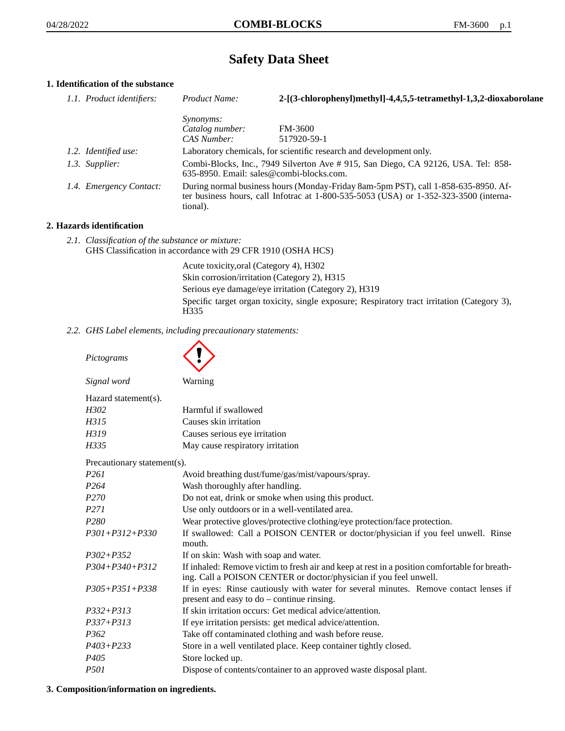# Safety Data Sheet

## 1. Identification of the substance

| | | |
|---|---|---|
| *1.1. Product identifiers:* | *Product Name:* | **2-[(3-chlorophenyl)methyl]-4,4,5,5-tetramethyl-1,3,2-dioxaborolane** |
| | *Synonyms:* | |
| | *Catalog number:* | FM-3600 |
| | *CAS Number:* | 517920-59-1 |
| *1.2. Identified use:* | Laboratory chemicals, for scientific research and development only. | |
| *1.3. Supplier:* | Combi-Blocks, Inc., 7949 Silverton Ave # 915, San Diego, CA 92126, USA. Tel: 858-635-8950. Email: sales@combi-blocks.com. | |
| *1.4. Emergency Contact:* | During normal business hours (Monday-Friday 8am-5pm PST), call 1-858-635-8950. After business hours, call Infotrac at 1-800-535-5053 (USA) or 1-352-323-3500 (international). | |

## 2. Hazards identification

*2.1. Classification of the substance or mixture:*
GHS Classification in accordance with 29 CFR 1910 (OSHA HCS)

Acute toxicity,oral (Category 4), H302
Skin corrosion/irritation (Category 2), H315
Serious eye damage/eye irritation (Category 2), H319
Specific target organ toxicity, single exposure; Respiratory tract irritation (Category 3), H335

*2.2. GHS Label elements, including precautionary statements:*

*Pictograms*

*Signal word* Warning

Hazard statement(s).

| | |
|---|---|
| *H302* | Harmful if swallowed |
| *H315* | Causes skin irritation |
| *H319* | Causes serious eye irritation |
| *H335* | May cause respiratory irritation |

Precautionary statement(s).

| | |
|---|---|
| *P261* | Avoid breathing dust/fume/gas/mist/vapours/spray. |
| *P264* | Wash thoroughly after handling. |
| *P270* | Do not eat, drink or smoke when using this product. |
| *P271* | Use only outdoors or in a well-ventilated area. |
| *P280* | Wear protective gloves/protective clothing/eye protection/face protection. |
| *P301+P312+P330* | If swallowed: Call a POISON CENTER or doctor/physician if you feel unwell. Rinse mouth. |
| *P302+P352* | If on skin: Wash with soap and water. |
| *P304+P340+P312* | If inhaled: Remove victim to fresh air and keep at rest in a position comfortable for breathing. Call a POISON CENTER or doctor/physician if you feel unwell. |
| *P305+P351+P338* | If in eyes: Rinse cautiously with water for several minutes. Remove contact lenses if present and easy to do – continue rinsing. |
| *P332+P313* | If skin irritation occurs: Get medical advice/attention. |
| *P337+P313* | If eye irritation persists: get medical advice/attention. |
| *P362* | Take off contaminated clothing and wash before reuse. |
| *P403+P233* | Store in a well ventilated place. Keep container tightly closed. |
| *P405* | Store locked up. |
| *P501* | Dispose of contents/container to an approved waste disposal plant. |

## 3. Composition/information on ingredients.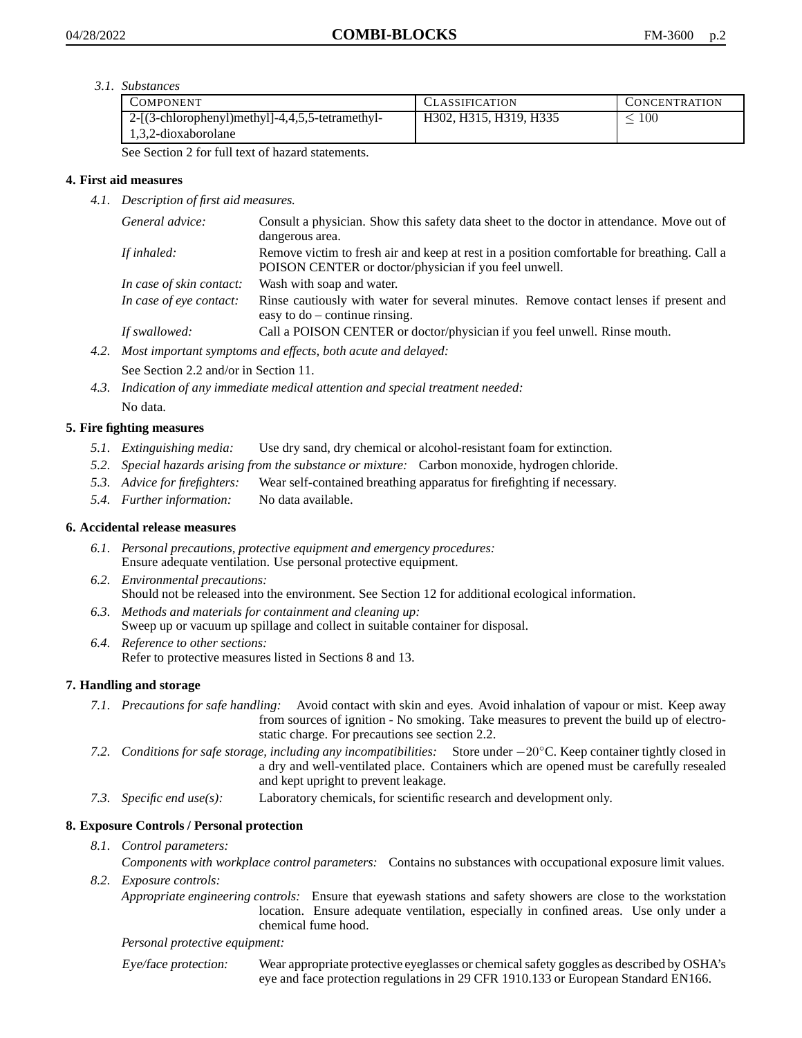*3.1. Substances*

| COMPONENT | CLASSIFICATION | CONCENTRATION |
|---|---|---|
| 2-[(3-chlorophenyl)methyl]-4,4,5,5-tetramethyl-1,3,2-dioxaborolane | H302, H315, H319, H335 | $\leq 100$ |

See Section 2 for full text of hazard statements.

## 4. First aid measures

*4.1. Description of first aid measures.*

*General advice:* Consult a physician. Show this safety data sheet to the doctor in attendance. Move out of dangerous area.

*If inhaled:* Remove victim to fresh air and keep at rest in a position comfortable for breathing. Call a POISON CENTER or doctor/physician if you feel unwell.

*In case of skin contact:* Wash with soap and water.

*In case of eye contact:* Rinse cautiously with water for several minutes. Remove contact lenses if present and easy to do – continue rinsing.

*If swallowed:* Call a POISON CENTER or doctor/physician if you feel unwell. Rinse mouth.

*4.2. Most important symptoms and effects, both acute and delayed:*

See Section 2.2 and/or in Section 11.

*4.3. Indication of any immediate medical attention and special treatment needed:*

No data.

## 5. Fire fighting measures

*5.1. Extinguishing media:* Use dry sand, dry chemical or alcohol-resistant foam for extinction.

*5.2. Special hazards arising from the substance or mixture:* Carbon monoxide, hydrogen chloride.

*5.3. Advice for firefighters:* Wear self-contained breathing apparatus for firefighting if necessary.

*5.4. Further information:* No data available.

## 6. Accidental release measures

*6.1. Personal precautions, protective equipment and emergency procedures:*
Ensure adequate ventilation. Use personal protective equipment.

*6.2. Environmental precautions:*
Should not be released into the environment. See Section 12 for additional ecological information.

*6.3. Methods and materials for containment and cleaning up:*
Sweep up or vacuum up spillage and collect in suitable container for disposal.

*6.4. Reference to other sections:*
Refer to protective measures listed in Sections 8 and 13.

## 7. Handling and storage

*7.1. Precautions for safe handling:* Avoid contact with skin and eyes. Avoid inhalation of vapour or mist. Keep away from sources of ignition - No smoking. Take measures to prevent the build up of electrostatic charge. For precautions see section 2.2.

*7.2. Conditions for safe storage, including any incompatibilities:* Store under $-20°C$. Keep container tightly closed in a dry and well-ventilated place. Containers which are opened must be carefully resealed and kept upright to prevent leakage.

*7.3. Specific end use(s):* Laboratory chemicals, for scientific research and development only.

## 8. Exposure Controls / Personal protection

*8.1. Control parameters:*

*Components with workplace control parameters:* Contains no substances with occupational exposure limit values.

*8.2. Exposure controls:*

*Appropriate engineering controls:* Ensure that eyewash stations and safety showers are close to the workstation location. Ensure adequate ventilation, especially in confined areas. Use only under a chemical fume hood.

*Personal protective equipment:*

*Eye/face protection:* Wear appropriate protective eyeglasses or chemical safety goggles as described by OSHA's eye and face protection regulations in 29 CFR 1910.133 or European Standard EN166.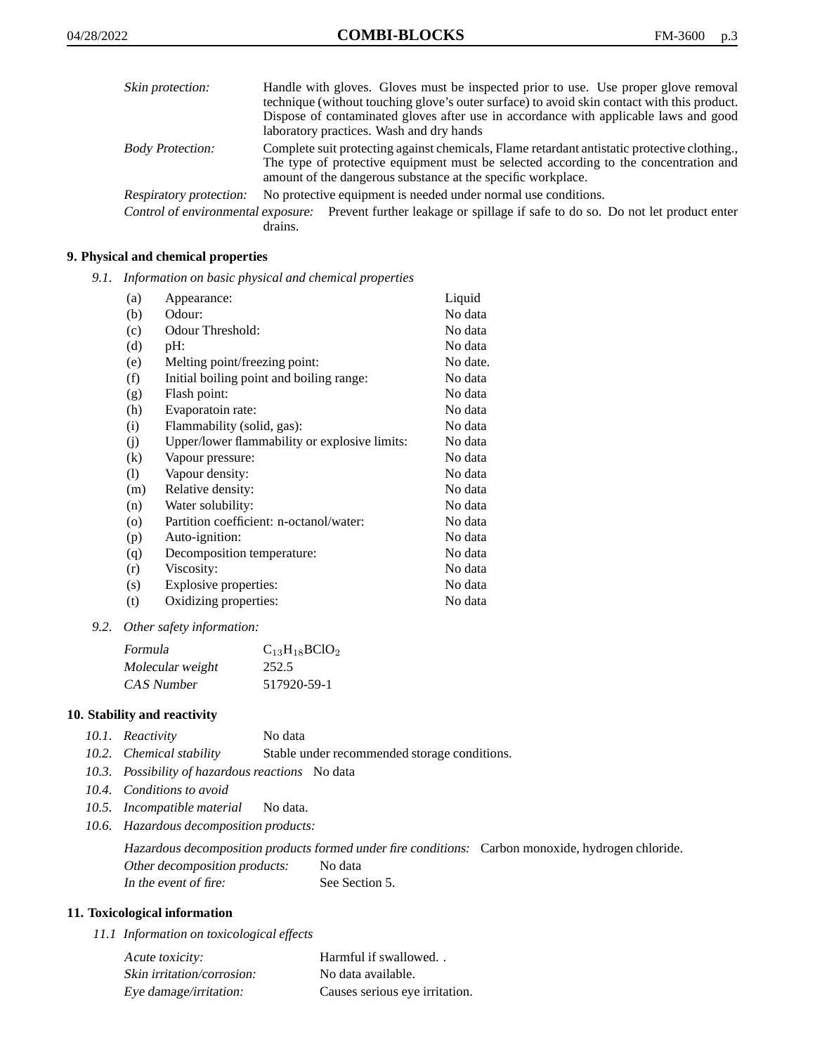*Skin protection:* Handle with gloves. Gloves must be inspected prior to use. Use proper glove removal technique (without touching glove's outer surface) to avoid skin contact with this product. Dispose of contaminated gloves after use in accordance with applicable laws and good laboratory practices. Wash and dry hands

*Body Protection:* Complete suit protecting against chemicals, Flame retardant antistatic protective clothing., The type of protective equipment must be selected according to the concentration and amount of the dangerous substance at the specific workplace.

*Respiratory protection:* No protective equipment is needed under normal use conditions.

*Control of environmental exposure:* Prevent further leakage or spillage if safe to do so. Do not let product enter drains.

## 9. Physical and chemical properties

*9.1. Information on basic physical and chemical properties*

| | | |
|---|---|---|
| (a) | Appearance: | Liquid |
| (b) | Odour: | No data |
| (c) | Odour Threshold: | No data |
| (d) | pH: | No data |
| (e) | Melting point/freezing point: | No date. |
| (f) | Initial boiling point and boiling range: | No data |
| (g) | Flash point: | No data |
| (h) | Evaporatoin rate: | No data |
| (i) | Flammability (solid, gas): | No data |
| (j) | Upper/lower flammability or explosive limits: | No data |
| (k) | Vapour pressure: | No data |
| (l) | Vapour density: | No data |
| (m) | Relative density: | No data |
| (n) | Water solubility: | No data |
| (o) | Partition coefficient: n-octanol/water: | No data |
| (p) | Auto-ignition: | No data |
| (q) | Decomposition temperature: | No data |
| (r) | Viscosity: | No data |
| (s) | Explosive properties: | No data |
| (t) | Oxidizing properties: | No data |

*9.2. Other safety information:*

| | |
|---|---|
| *Formula* | $C_{13}H_{18}BClO_2$ |
| *Molecular weight* | 252.5 |
| *CAS Number* | 517920-59-1 |

## 10. Stability and reactivity

*10.1. Reactivity* No data

*10.2. Chemical stability* Stable under recommended storage conditions.

*10.3. Possibility of hazardous reactions* No data

*10.4. Conditions to avoid*

*10.5. Incompatible material* No data.

*10.6. Hazardous decomposition products:*

*Hazardous decomposition products formed under fire conditions:* Carbon monoxide, hydrogen chloride.

*Other decomposition products:* No data

*In the event of fire:* See Section 5.

## 11. Toxicological information

*11.1 Information on toxicological effects*

| | |
|---|---|
| *Acute toxicity:* | Harmful if swallowed. . |
| *Skin irritation/corrosion:* | No data available. |
| *Eye damage/irritation:* | Causes serious eye irritation. |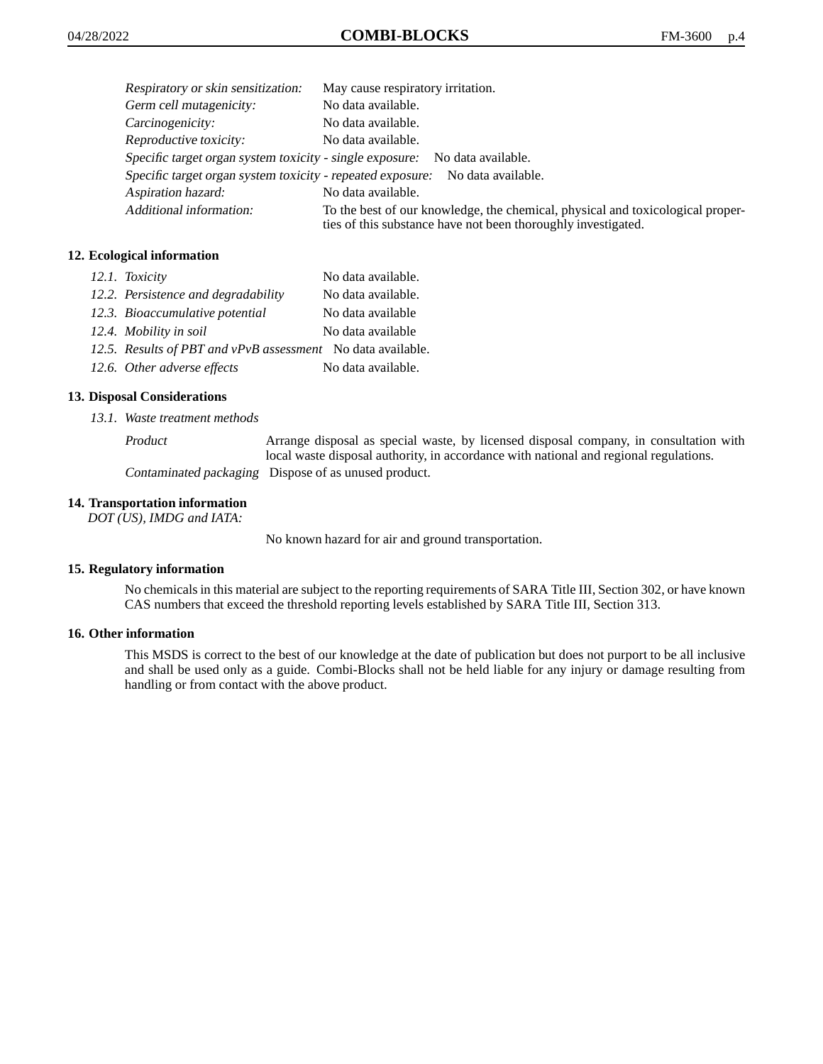| | |
|---|---|
| *Respiratory or skin sensitization:* | May cause respiratory irritation. |
| *Germ cell mutagenicity:* | No data available. |
| *Carcinogenicity:* | No data available. |
| *Reproductive toxicity:* | No data available. |
| *Specific target organ system toxicity - single exposure:* | No data available. |
| *Specific target organ system toxicity - repeated exposure:* | No data available. |
| *Aspiration hazard:* | No data available. |
| *Additional information:* | To the best of our knowledge, the chemical, physical and toxicological properties of this substance have not been thoroughly investigated. |

## 12. Ecological information

| | |
|---|---|
| *12.1. Toxicity* | No data available. |
| *12.2. Persistence and degradability* | No data available. |
| *12.3. Bioaccumulative potential* | No data available |
| *12.4. Mobility in soil* | No data available |
| *12.5. Results of PBT and vPvB assessment* | No data available. |
| *12.6. Other adverse effects* | No data available. |

## 13. Disposal Considerations

*13.1. Waste treatment methods*

| | |
|---|---|
| *Product* | Arrange disposal as special waste, by licensed disposal company, in consultation with local waste disposal authority, in accordance with national and regional regulations. |
| *Contaminated packaging* | Dispose of as unused product. |

## 14. Transportation information

*DOT (US), IMDG and IATA:*

No known hazard for air and ground transportation.

## 15. Regulatory information

No chemicals in this material are subject to the reporting requirements of SARA Title III, Section 302, or have known CAS numbers that exceed the threshold reporting levels established by SARA Title III, Section 313.

## 16. Other information

This MSDS is correct to the best of our knowledge at the date of publication but does not purport to be all inclusive and shall be used only as a guide. Combi-Blocks shall not be held liable for any injury or damage resulting from handling or from contact with the above product.